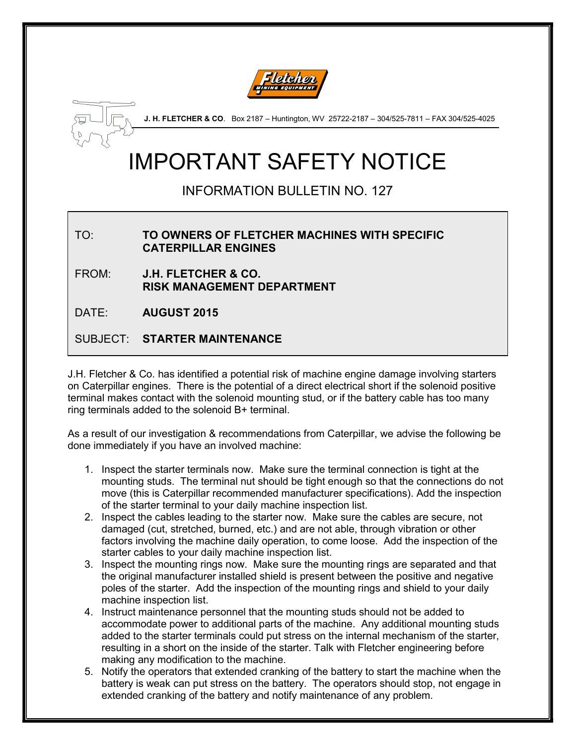**J. H. FLETCHER & CO**. Box 2187 – Huntington, WV 25722-2187 – 304/525-7811 – FAX 304/525-4025

# IMPORTANT SAFETY NOTICE

## INFORMATION BULLETIN NO. 127

| | |
|---|---|
| TO: | **TO OWNERS OF FLETCHER MACHINES WITH SPECIFIC CATERPILLAR ENGINES** |
| FROM: | **J.H. FLETCHER & CO. RISK MANAGEMENT DEPARTMENT** |
| DATE: | **AUGUST 2015** |
| SUBJECT: | **STARTER MAINTENANCE** |

J.H. Fletcher & Co. has identified a potential risk of machine engine damage involving starters on Caterpillar engines. There is the potential of a direct electrical short if the solenoid positive terminal makes contact with the solenoid mounting stud, or if the battery cable has too many ring terminals added to the solenoid B+ terminal.

As a result of our investigation & recommendations from Caterpillar, we advise the following be done immediately if you have an involved machine:

1. Inspect the starter terminals now. Make sure the terminal connection is tight at the mounting studs. The terminal nut should be tight enough so that the connections do not move (this is Caterpillar recommended manufacturer specifications). Add the inspection of the starter terminal to your daily machine inspection list.
2. Inspect the cables leading to the starter now. Make sure the cables are secure, not damaged (cut, stretched, burned, etc.) and are not able, through vibration or other factors involving the machine daily operation, to come loose. Add the inspection of the starter cables to your daily machine inspection list.
3. Inspect the mounting rings now. Make sure the mounting rings are separated and that the original manufacturer installed shield is present between the positive and negative poles of the starter. Add the inspection of the mounting rings and shield to your daily machine inspection list.
4. Instruct maintenance personnel that the mounting studs should not be added to accommodate power to additional parts of the machine. Any additional mounting studs added to the starter terminals could put stress on the internal mechanism of the starter, resulting in a short on the inside of the starter. Talk with Fletcher engineering before making any modification to the machine.
5. Notify the operators that extended cranking of the battery to start the machine when the battery is weak can put stress on the battery. The operators should stop, not engage in extended cranking of the battery and notify maintenance of any problem.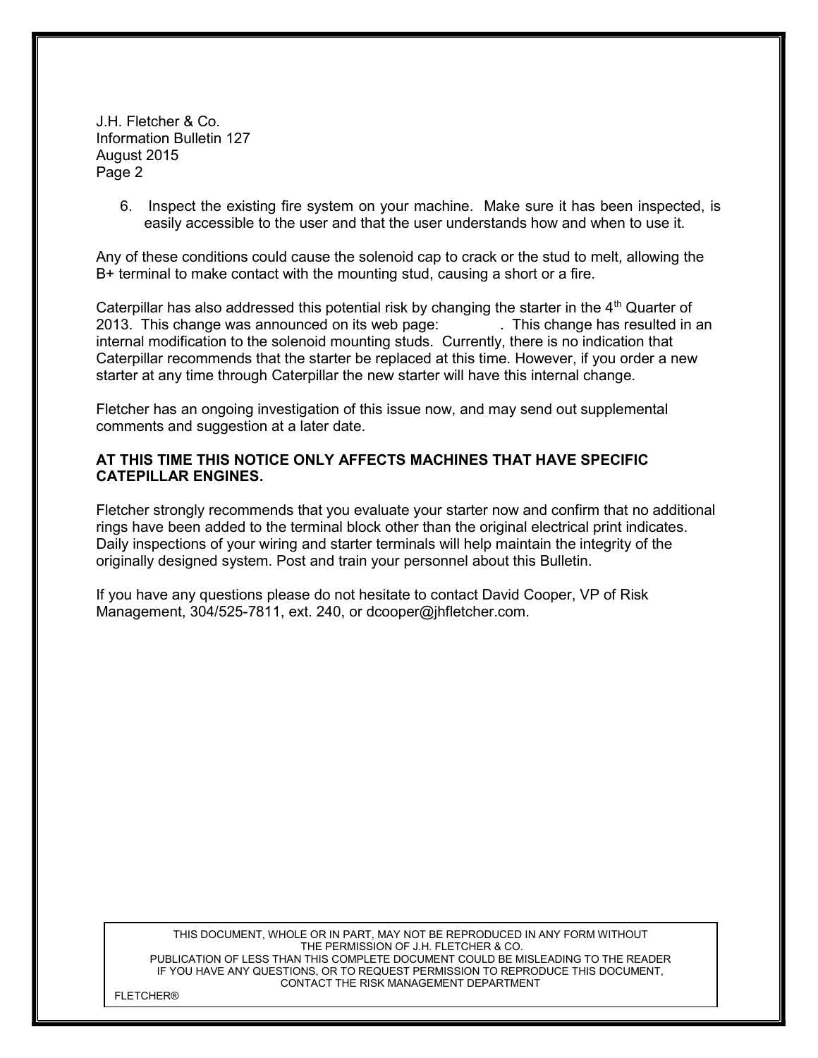6. Inspect the existing fire system on your machine. Make sure it has been inspected, is easily accessible to the user and that the user understands how and when to use it.

Any of these conditions could cause the solenoid cap to crack or the stud to melt, allowing the B+ terminal to make contact with the mounting stud, causing a short or a fire.

Caterpillar has also addressed this potential risk by changing the starter in the 4th Quarter of 2013. This change was announced on its web page: . This change has resulted in an internal modification to the solenoid mounting studs. Currently, there is no indication that Caterpillar recommends that the starter be replaced at this time. However, if you order a new starter at any time through Caterpillar the new starter will have this internal change.

Fletcher has an ongoing investigation of this issue now, and may send out supplemental comments and suggestion at a later date.

**AT THIS TIME THIS NOTICE ONLY AFFECTS MACHINES THAT HAVE SPECIFIC CATEPILLAR ENGINES.**

Fletcher strongly recommends that you evaluate your starter now and confirm that no additional rings have been added to the terminal block other than the original electrical print indicates. Daily inspections of your wiring and starter terminals will help maintain the integrity of the originally designed system. Post and train your personnel about this Bulletin.

If you have any questions please do not hesitate to contact David Cooper, VP of Risk Management, 304/525-7811, ext. 240, or dcooper@jhfletcher.com.

THIS DOCUMENT, WHOLE OR IN PART, MAY NOT BE REPRODUCED IN ANY FORM WITHOUT THE PERMISSION OF J.H. FLETCHER & CO.
PUBLICATION OF LESS THAN THIS COMPLETE DOCUMENT COULD BE MISLEADING TO THE READER
IF YOU HAVE ANY QUESTIONS, OR TO REQUEST PERMISSION TO REPRODUCE THIS DOCUMENT, CONTACT THE RISK MANAGEMENT DEPARTMENT

FLETCHER®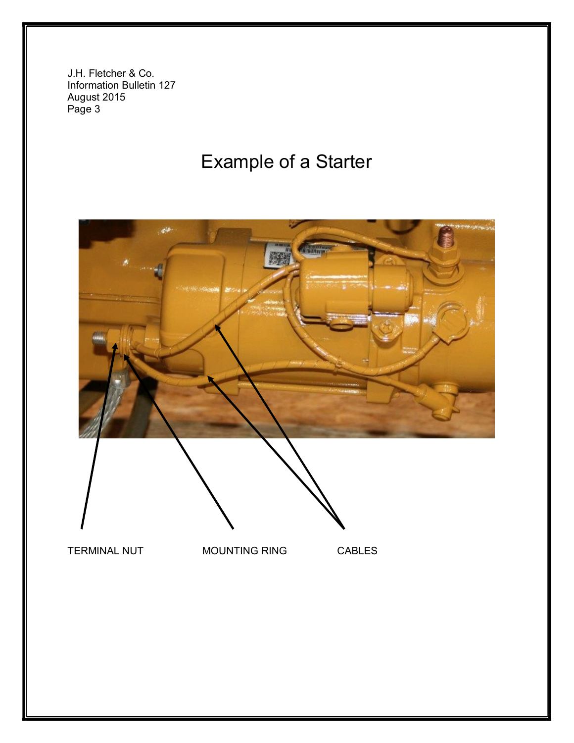# Example of a Starter

TERNINAL NUT MOUNTING RING CABLES

# Example of a Starter

TERMINAL NUT

MOUNTING RING

CABLES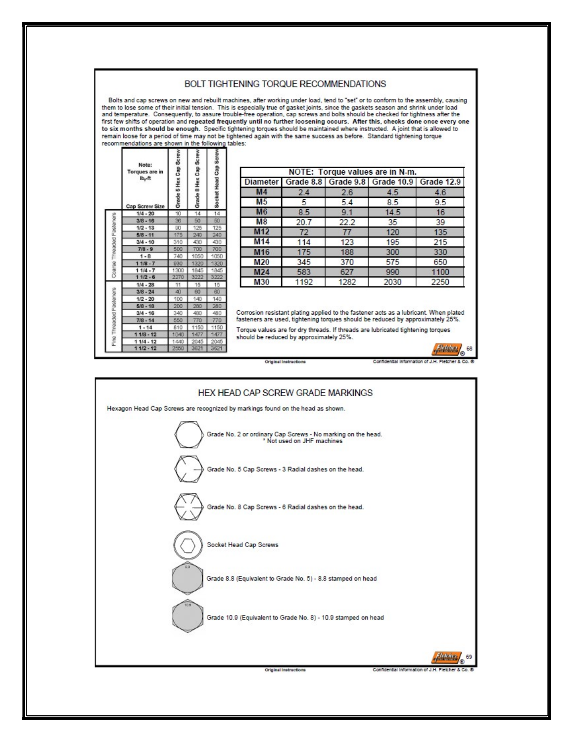## BOLT TIGHTENING TORQUE RECOMMENDATIONS

Bolts and cap screws on new and rebuilt machines, after working under load, tend to "set" or to conform to the assembly, causing them to lose some of their initial tension. This is especially true of gasket joints, since the gaskets season and shrink under load and temperature. Consequently, to assure trouble-free operation, cap screws and bolts should be checked for tightness after the first few shifts of operation and **repeated frequently until no further loosening occurs. After this, checks done once every one to six months should be enough.** Specific tightening torques should be maintained where instructed. A joint that is allowed to remain loose for a period of time may not be tightened again with the same success as before. Standard tightening torque recommendations are shown in the following tables:

Note: Torques are in $lb_f$-ft

| | Cap Screw Size | Grade 5 Hex Cap Screw | Grade 8 Hex Cap Screw | Socket Head Cap Screw |
|---|---|---|---|---|
| Coarse Threaded Fasteners | 1/4 - 20 | 10 | 14 | 14 |
| | 3/8 - 16 | 36 | 50 | 50 |
| | 1/2 - 13 | 90 | 125 | 125 |
| | 5/8 - 11 | 175 | 240 | 240 |
| | 3/4 - 10 | 310 | 430 | 430 |
| | 7/8 - 9 | 500 | 700 | 700 |
| | 1 - 8 | 740 | 1050 | 1050 |
| | 1 1/8 - 7 | 930 | 1320 | 1320 |
| | 1 1/4 - 7 | 1300 | 1845 | 1845 |
| | 1 1/2 - 6 | 2270 | 3222 | 3222 |
| Fine Threaded Fasteners | 1/4 - 28 | 11 | 15 | 15 |
| | 3/8 - 24 | 40 | 60 | 60 |
| | 1/2 - 20 | 100 | 140 | 140 |
| | 5/8 - 18 | 200 | 280 | 280 |
| | 3/4 - 16 | 340 | 480 | 480 |
| | 7/8 - 14 | 550 | 770 | 770 |
| | 1 - 14 | 810 | 1150 | 1150 |
| | 1 1/8 - 12 | 1040 | 1477 | 1477 |
| | 1 1/4 - 12 | 1440 | 2045 | 2045 |
| | 1 1/2 - 12 | 2550 | 3621 | 3621 |

NOTE: Torque values are in N-m.

| Diameter | Grade 8.8 | Grade 9.8 | Grade 10.9 | Grade 12.9 |
|---|---|---|---|---|
| M4 | 2.4 | 2.6 | 4.5 | 4.6 |
| M5 | 5 | 5.4 | 8.5 | 9.5 |
| M6 | 8.5 | 9.1 | 14.5 | 16 |
| M8 | 20.7 | 22.2 | 35 | 39 |
| M12 | 72 | 77 | 120 | 135 |
| M14 | 114 | 123 | 195 | 215 |
| M16 | 175 | 188 | 300 | 330 |
| M20 | 345 | 370 | 575 | 650 |
| M24 | 583 | 627 | 990 | 1100 |
| M30 | 1192 | 1282 | 2030 | 2250 |

Corrosion resistant plating applied to the fastener acts as a lubricant. When plated fasteners are used, tightening torques should be reduced by approximately 25%.

Torque values are for dry threads. If threads are lubricated tightening torques should be reduced by approximately 25%.

## HEX HEAD CAP SCREW GRADE MARKINGS

Hexagon Head Cap Screws are recognized by markings found on the head as shown.

Grade No. 2 or ordinary Cap Screws - No marking on the head.
\* Not used on JHF machines

Grade No. 5 Cap Screws - 3 Radial dashes on the head.

Grade No. 8 Cap Screws - 6 Radial dashes on the head.

Socket Head Cap Screws

8.8

Grade 8.8 (Equivalent to Grade No. 5) - 8.8 stamped on head

10.9

Grade 10.9 (Equivalent to Grade No. 8) - 10.9 stamped on head